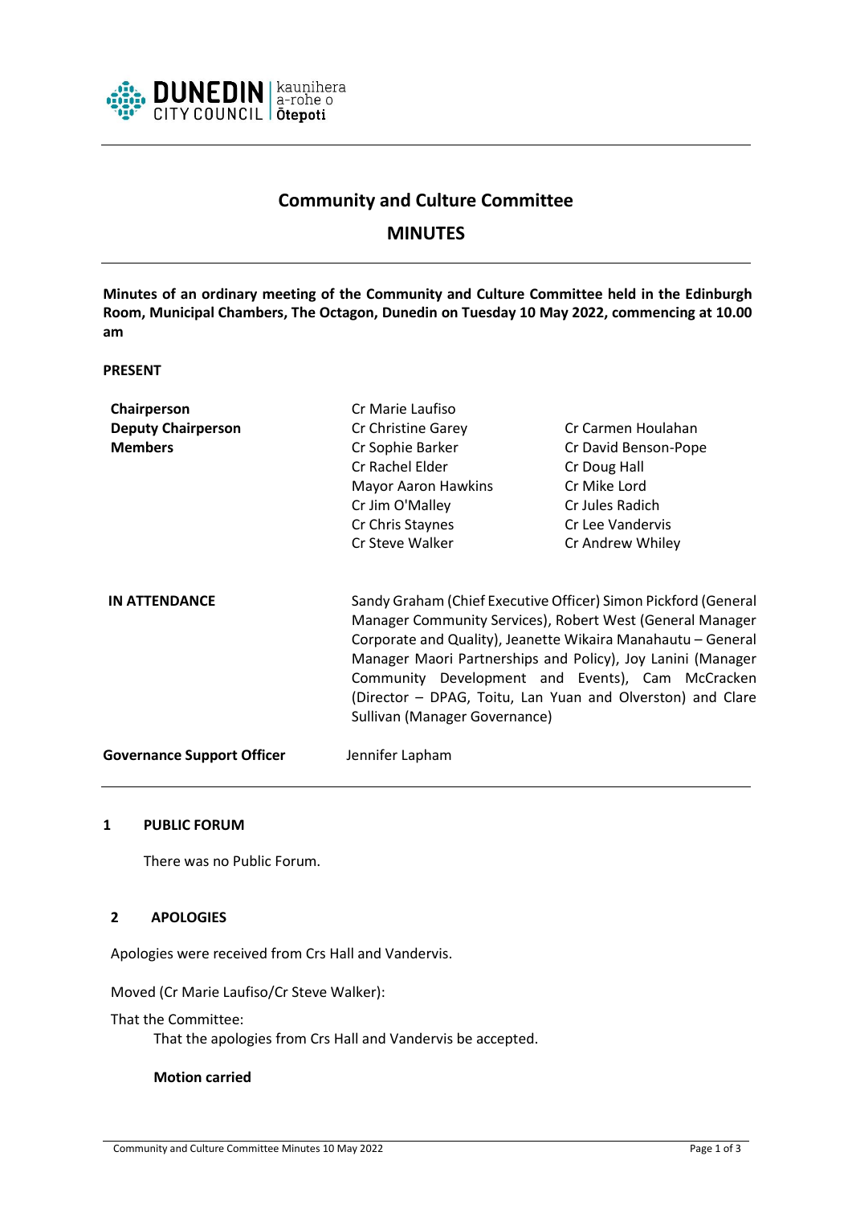# Community and Culture Committee

## MINUTES

**Minutes of an ordinary meeting of the Community and Culture Committee held in the Edinburgh Room, Municipal Chambers, The Octagon, Dunedin on Tuesday 10 May 2022, commencing at 10.00 am**

**PRESENT**

| | | |
|---|---|---|
| **Chairperson** | Cr Marie Laufiso | |
| **Deputy Chairperson** | Cr Christine Garey | Cr Carmen Houlahan |
| **Members** | Cr Sophie Barker | Cr David Benson-Pope |
| | Cr Rachel Elder | Cr Doug Hall |
| | Mayor Aaron Hawkins | Cr Mike Lord |
| | Cr Jim O'Malley | Cr Jules Radich |
| | Cr Chris Staynes | Cr Lee Vandervis |
| | Cr Steve Walker | Cr Andrew Whiley |

**IN ATTENDANCE**

Sandy Graham (Chief Executive Officer) Simon Pickford (General Manager Community Services), Robert West (General Manager Corporate and Quality), Jeanette Wikaira Manahautu – General Manager Maori Partnerships and Policy), Joy Lanini (Manager Community Development and Events), Cam McCracken (Director – DPAG, Toitu, Lan Yuan and Olverston) and Clare Sullivan (Manager Governance)

**Governance Support Officer** Jennifer Lapham

### 1 PUBLIC FORUM

There was no Public Forum.

### 2 APOLOGIES

Apologies were received from Crs Hall and Vandervis.

Moved (Cr Marie Laufiso/Cr Steve Walker):

That the Committee:

That the apologies from Crs Hall and Vandervis be accepted.

**Motion carried**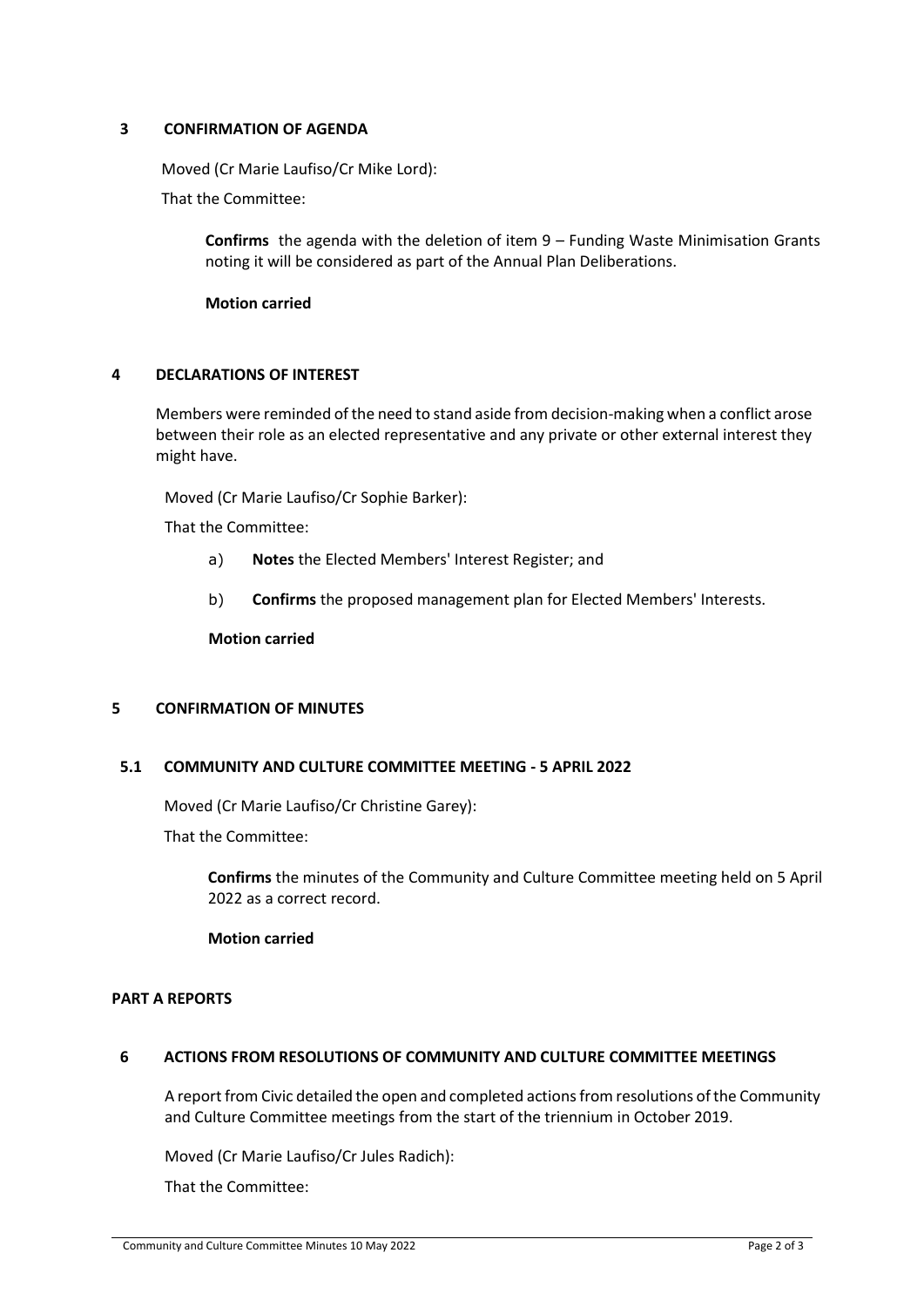## 3 CONFIRMATION OF AGENDA

Moved (Cr Marie Laufiso/Cr Mike Lord):

That the Committee:

> **Confirms** the agenda with the deletion of item 9 – Funding Waste Minimisation Grants noting it will be considered as part of the Annual Plan Deliberations.
>
> **Motion carried**

## 4 DECLARATIONS OF INTEREST

Members were reminded of the need to stand aside from decision-making when a conflict arose between their role as an elected representative and any private or other external interest they might have.

Moved (Cr Marie Laufiso/Cr Sophie Barker):

That the Committee:

a) **Notes** the Elected Members' Interest Register; and

b) **Confirms** the proposed management plan for Elected Members' Interests.

**Motion carried**

## 5 CONFIRMATION OF MINUTES

### 5.1 COMMUNITY AND CULTURE COMMITTEE MEETING - 5 APRIL 2022

Moved (Cr Marie Laufiso/Cr Christine Garey):

That the Committee:

> **Confirms** the minutes of the Community and Culture Committee meeting held on 5 April 2022 as a correct record.
>
> **Motion carried**

## PART A REPORTS

## 6 ACTIONS FROM RESOLUTIONS OF COMMUNITY AND CULTURE COMMITTEE MEETINGS

A report from Civic detailed the open and completed actions from resolutions of the Community and Culture Committee meetings from the start of the triennium in October 2019.

Moved (Cr Marie Laufiso/Cr Jules Radich):

That the Committee: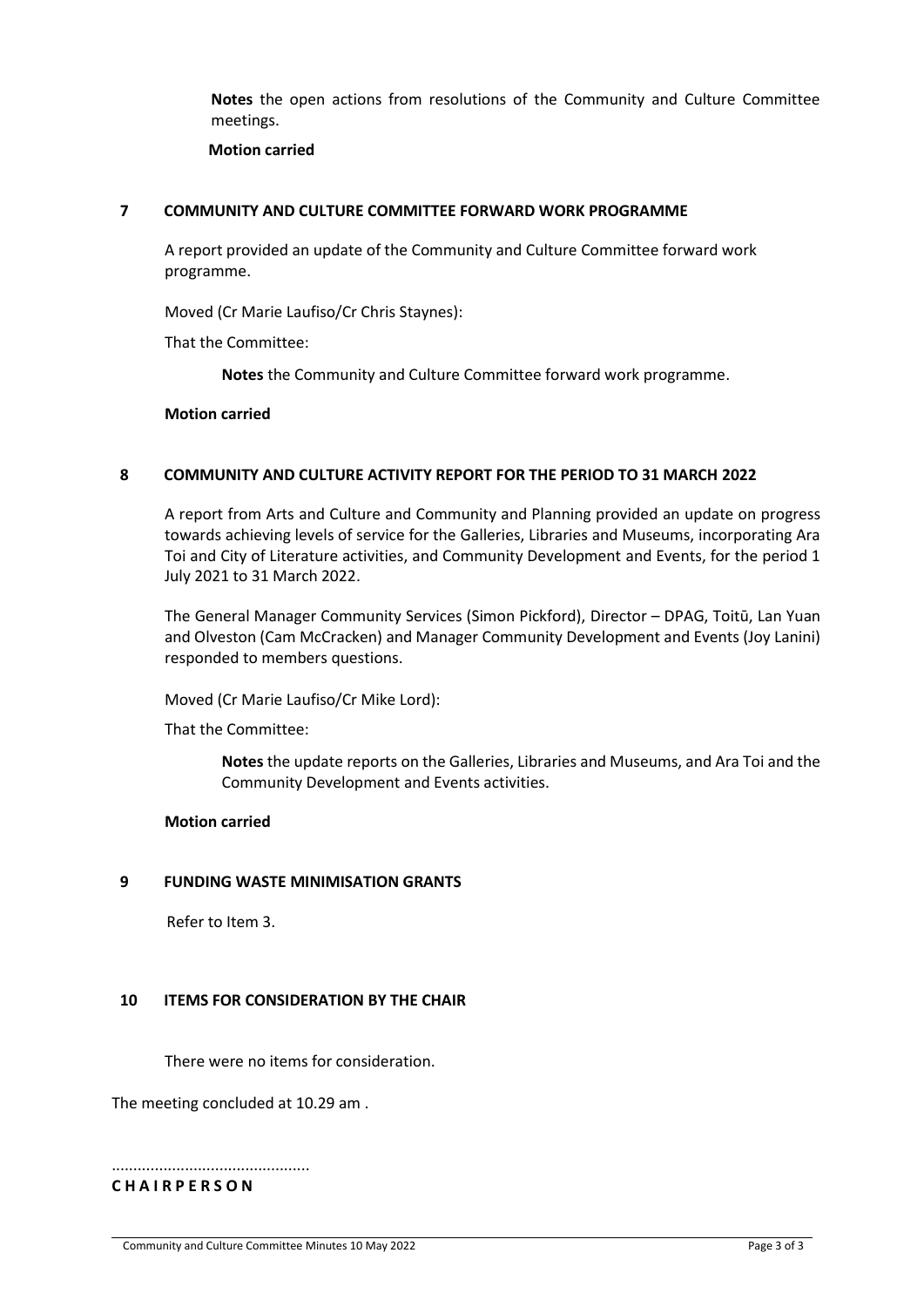**Notes** the open actions from resolutions of the Community and Culture Committee meetings.

**Motion carried**

## 7 COMMUNITY AND CULTURE COMMITTEE FORWARD WORK PROGRAMME

A report provided an update of the Community and Culture Committee forward work programme.

Moved (Cr Marie Laufiso/Cr Chris Staynes):

That the Committee:

**Notes** the Community and Culture Committee forward work programme.

**Motion carried**

## 8 COMMUNITY AND CULTURE ACTIVITY REPORT FOR THE PERIOD TO 31 MARCH 2022

A report from Arts and Culture and Community and Planning provided an update on progress towards achieving levels of service for the Galleries, Libraries and Museums, incorporating Ara Toi and City of Literature activities, and Community Development and Events, for the period 1 July 2021 to 31 March 2022.

The General Manager Community Services (Simon Pickford), Director – DPAG, Toitū, Lan Yuan and Olveston (Cam McCracken) and Manager Community Development and Events (Joy Lanini) responded to members questions.

Moved (Cr Marie Laufiso/Cr Mike Lord):

That the Committee:

**Notes** the update reports on the Galleries, Libraries and Museums, and Ara Toi and the Community Development and Events activities.

**Motion carried**

## 9 FUNDING WASTE MINIMISATION GRANTS

Refer to Item 3.

## 10 ITEMS FOR CONSIDERATION BY THE CHAIR

There were no items for consideration.

The meeting concluded at 10.29 am .

..............................................

**C H A I R P E R S O N**